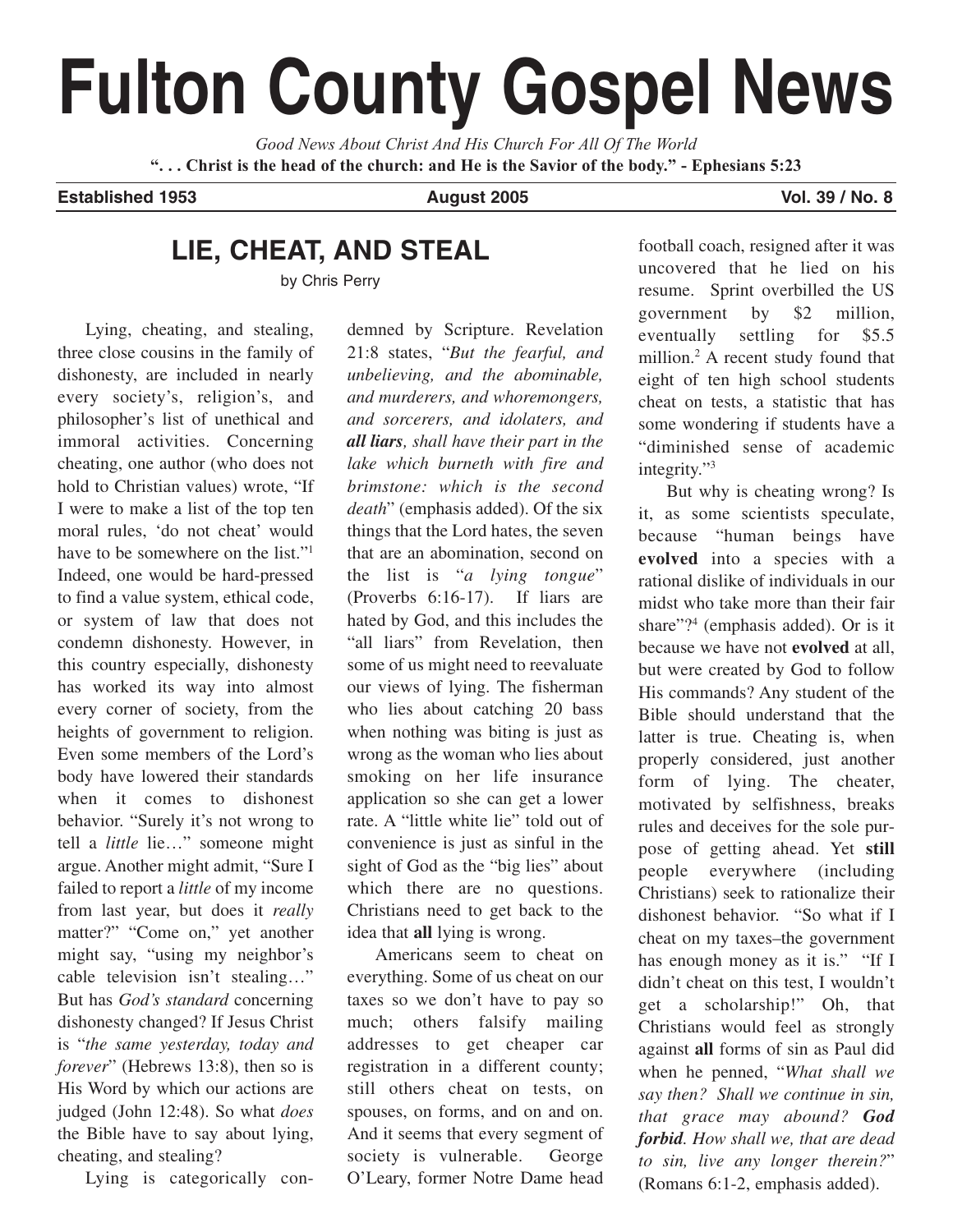# Fulton County Gospel News

*Good News About Christ And His Church For All Of The World*

**". . . Christ is the head of the church: and He is the Savior of the body." - Ephesians 5:23**

**Established 1953** | **August 2005** | **Vol. 39 / No. 8**

## LIE, CHEAT, AND STEAL

by Chris Perry

Lying, cheating, and stealing, three close cousins in the family of dishonesty, are included in nearly every society's, religion's, and philosopher's list of unethical and immoral activities. Concerning cheating, one author (who does not hold to Christian values) wrote, "If I were to make a list of the top ten moral rules, 'do not cheat' would have to be somewhere on the list."[1] Indeed, one would be hard-pressed to find a value system, ethical code, or system of law that does not condemn dishonesty. However, in this country especially, dishonesty has worked its way into almost every corner of society, from the heights of government to religion. Even some members of the Lord's body have lowered their standards when it comes to dishonest behavior. "Surely it's not wrong to tell a *little* lie…" someone might argue. Another might admit, "Sure I failed to report a *little* of my income from last year, but does it *really* matter?" "Come on," yet another might say, "using my neighbor's cable television isn't stealing…" But has *God's standard* concerning dishonesty changed? If Jesus Christ is "*the same yesterday, today and forever*" (Hebrews 13:8), then so is His Word by which our actions are judged (John 12:48). So what *does* the Bible have to say about lying, cheating, and stealing?

Lying is categorically condemned by Scripture. Revelation 21:8 states, "*But the fearful, and unbelieving, and the abominable, and murderers, and whoremongers, and sorcerers, and idolaters, and **all liars**, shall have their part in the lake which burneth with fire and brimstone: which is the second death*" (emphasis added). Of the six things that the Lord hates, the seven that are an abomination, second on the list is "*a lying tongue*" (Proverbs 6:16-17). If liars are hated by God, and this includes the "all liars" from Revelation, then some of us might need to reevaluate our views of lying. The fisherman who lies about catching 20 bass when nothing was biting is just as wrong as the woman who lies about smoking on her life insurance application so she can get a lower rate. A "little white lie" told out of convenience is just as sinful in the sight of God as the "big lies" about which there are no questions. Christians need to get back to the idea that **all** lying is wrong.

Americans seem to cheat on everything. Some of us cheat on our taxes so we don't have to pay so much; others falsify mailing addresses to get cheaper car registration in a different county; still others cheat on tests, on spouses, on forms, and on and on. And it seems that every segment of society is vulnerable. George O'Leary, former Notre Dame head football coach, resigned after it was uncovered that he lied on his resume. Sprint overbilled the US government by $2 million, eventually settling for $5.5 million.[2] A recent study found that eight of ten high school students cheat on tests, a statistic that has some wondering if students have a "diminished sense of academic integrity."[3]

But why is cheating wrong? Is it, as some scientists speculate, because "human beings have **evolved** into a species with a rational dislike of individuals in our midst who take more than their fair share"?[4] (emphasis added). Or is it because we have not **evolved** at all, but were created by God to follow His commands? Any student of the Bible should understand that the latter is true. Cheating is, when properly considered, just another form of lying. The cheater, motivated by selfishness, breaks rules and deceives for the sole purpose of getting ahead. Yet **still** people everywhere (including Christians) seek to rationalize their dishonest behavior. "So what if I cheat on my taxes–the government has enough money as it is." "If I didn't cheat on this test, I wouldn't get a scholarship!" Oh, that Christians would feel as strongly against **all** forms of sin as Paul did when he penned, "*What shall we say then? Shall we continue in sin, that grace may abound? **God forbid**. How shall we, that are dead to sin, live any longer therein?*" (Romans 6:1-2, emphasis added).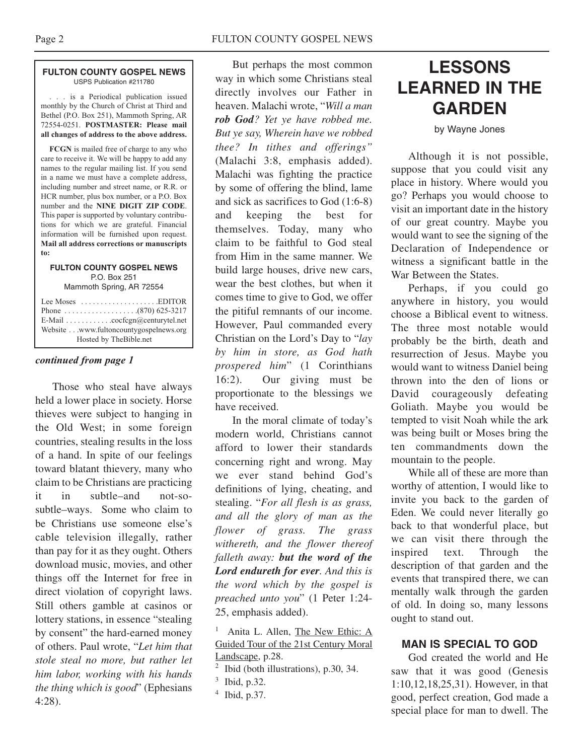**FULTON COUNTY GOSPEL NEWS**
USPS Publication #211780

. . . is a Periodical publication issued monthly by the Church of Christ at Third and Bethel (P.O. Box 251), Mammoth Spring, AR 72554-0251. **POSTMASTER: Please mail all changes of address to the above address.**

**FCGN** is mailed free of charge to any who care to receive it. We will be happy to add any names to the regular mailing list. If you send in a name we must have a complete address, including number and street name, or R.R. or HCR number, plus box number, or a P.O. Box number and the **NINE DIGIT ZIP CODE**. This paper is supported by voluntary contributions for which we are grateful. Financial information will be furnished upon request. **Mail all address corrections or manuscripts to:**

**FULTON COUNTY GOSPEL NEWS**
P.O. Box 251
Mammoth Spring, AR 72554

Lee Moses . . . . . . . . . . . . . . . . . . . .EDITOR
Phone . . . . . . . . . . . . . . . . . . .(870) 625-3217
E-Mail . . . . . . . . . . . .cocfcgn@centurytel.net
Website . . .www.fultoncountygospelnews.org
Hosted by TheBible.net

***continued from page 1***

Those who steal have always held a lower place in society. Horse thieves were subject to hanging in the Old West; in some foreign countries, stealing results in the loss of a hand. In spite of our feelings toward blatant thievery, many who claim to be Christians are practicing it in subtle–and not-so-subtle–ways. Some who claim to be Christians use someone else's cable television illegally, rather than pay for it as they ought. Others download music, movies, and other things off the Internet for free in direct violation of copyright laws. Still others gamble at casinos or lottery stations, in essence "stealing by consent" the hard-earned money of others. Paul wrote, "*Let him that stole steal no more, but rather let him labor, working with his hands the thing which is good*" (Ephesians 4:28).

But perhaps the most common way in which some Christians steal directly involves our Father in heaven. Malachi wrote, "*Will a man **rob God**? Yet ye have robbed me. But ye say, Wherein have we robbed thee? In tithes and offerings"* (Malachi 3:8, emphasis added). Malachi was fighting the practice by some of offering the blind, lame and sick as sacrifices to God (1:6-8) and keeping the best for themselves. Today, many who claim to be faithful to God steal from Him in the same manner. We build large houses, drive new cars, wear the best clothes, but when it comes time to give to God, we offer the pitiful remnants of our income. However, Paul commanded every Christian on the Lord's Day to "*lay by him in store, as God hath prospered him*" (1 Corinthians 16:2). Our giving must be proportionate to the blessings we have received.

In the moral climate of today's modern world, Christians cannot afford to lower their standards concerning right and wrong. May we ever stand behind God's definitions of lying, cheating, and stealing. "*For all flesh is as grass, and all the glory of man as the flower of grass. The grass withereth, and the flower thereof falleth away: **but the word of the Lord endureth for ever**. And this is the word which by the gospel is preached unto you*" (1 Peter 1:24-25, emphasis added).

[1] Anita L. Allen, The New Ethic: A Guided Tour of the 21st Century Moral Landscape, p.28.
[2] Ibid (both illustrations), p.30, 34.
[3] Ibid, p.32.
[4] Ibid, p.37.

# LESSONS LEARNED IN THE GARDEN

by Wayne Jones

Although it is not possible, suppose that you could visit any place in history. Where would you go? Perhaps you would choose to visit an important date in the history of our great country. Maybe you would want to see the signing of the Declaration of Independence or witness a significant battle in the War Between the States.

Perhaps, if you could go anywhere in history, you would choose a Biblical event to witness. The three most notable would probably be the birth, death and resurrection of Jesus. Maybe you would want to witness Daniel being thrown into the den of lions or David courageously defeating Goliath. Maybe you would be tempted to visit Noah while the ark was being built or Moses bring the ten commandments down the mountain to the people.

While all of these are more than worthy of attention, I would like to invite you back to the garden of Eden. We could never literally go back to that wonderful place, but we can visit there through the inspired text. Through the description of that garden and the events that transpired there, we can mentally walk through the garden of old. In doing so, many lessons ought to stand out.

## MAN IS SPECIAL TO GOD

God created the world and He saw that it was good (Genesis 1:10,12,18,25,31). However, in that good, perfect creation, God made a special place for man to dwell. The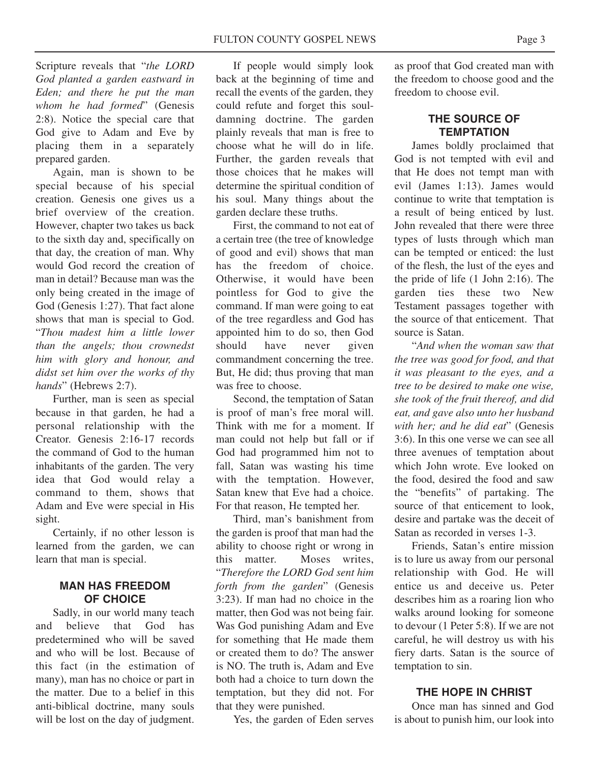Scripture reveals that "*the LORD God planted a garden eastward in Eden; and there he put the man whom he had formed*" (Genesis 2:8). Notice the special care that God give to Adam and Eve by placing them in a separately prepared garden.

Again, man is shown to be special because of his special creation. Genesis one gives us a brief overview of the creation. However, chapter two takes us back to the sixth day and, specifically on that day, the creation of man. Why would God record the creation of man in detail? Because man was the only being created in the image of God (Genesis 1:27). That fact alone shows that man is special to God. "*Thou madest him a little lower than the angels; thou crownedst him with glory and honour, and didst set him over the works of thy hands*" (Hebrews 2:7).

Further, man is seen as special because in that garden, he had a personal relationship with the Creator. Genesis 2:16-17 records the command of God to the human inhabitants of the garden. The very idea that God would relay a command to them, shows that Adam and Eve were special in His sight.

Certainly, if no other lesson is learned from the garden, we can learn that man is special.

## MAN HAS FREEDOM OF CHOICE

Sadly, in our world many teach and believe that God has predetermined who will be saved and who will be lost. Because of this fact (in the estimation of many), man has no choice or part in the matter. Due to a belief in this anti-biblical doctrine, many souls will be lost on the day of judgment.

If people would simply look back at the beginning of time and recall the events of the garden, they could refute and forget this soul-damning doctrine. The garden plainly reveals that man is free to choose what he will do in life. Further, the garden reveals that those choices that he makes will determine the spiritual condition of his soul. Many things about the garden declare these truths.

First, the command to not eat of a certain tree (the tree of knowledge of good and evil) shows that man has the freedom of choice. Otherwise, it would have been pointless for God to give the command. If man were going to eat of the tree regardless and God has appointed him to do so, then God should have never given commandment concerning the tree. But, He did; thus proving that man was free to choose.

Second, the temptation of Satan is proof of man's free moral will. Think with me for a moment. If man could not help but fall or if God had programmed him not to fall, Satan was wasting his time with the temptation. However, Satan knew that Eve had a choice. For that reason, He tempted her.

Third, man's banishment from the garden is proof that man had the ability to choose right or wrong in this matter. Moses writes, "*Therefore the LORD God sent him forth from the garden*" (Genesis 3:23). If man had no choice in the matter, then God was not being fair. Was God punishing Adam and Eve for something that He made them or created them to do? The answer is NO. The truth is, Adam and Eve both had a choice to turn down the temptation, but they did not. For that they were punished.

Yes, the garden of Eden serves as proof that God created man with the freedom to choose good and the freedom to choose evil.

## THE SOURCE OF TEMPTATION

James boldly proclaimed that God is not tempted with evil and that He does not tempt man with evil (James 1:13). James would continue to write that temptation is a result of being enticed by lust. John revealed that there were three types of lusts through which man can be tempted or enticed: the lust of the flesh, the lust of the eyes and the pride of life (1 John 2:16). The garden ties these two New Testament passages together with the source of that enticement. That source is Satan.

"*And when the woman saw that the tree was good for food, and that it was pleasant to the eyes, and a tree to be desired to make one wise, she took of the fruit thereof, and did eat, and gave also unto her husband with her; and he did eat*" (Genesis 3:6). In this one verse we can see all three avenues of temptation about which John wrote. Eve looked on the food, desired the food and saw the "benefits" of partaking. The source of that enticement to look, desire and partake was the deceit of Satan as recorded in verses 1-3.

Friends, Satan's entire mission is to lure us away from our personal relationship with God. He will entice us and deceive us. Peter describes him as a roaring lion who walks around looking for someone to devour (1 Peter 5:8). If we are not careful, he will destroy us with his fiery darts. Satan is the source of temptation to sin.

## THE HOPE IN CHRIST

Once man has sinned and God is about to punish him, our look into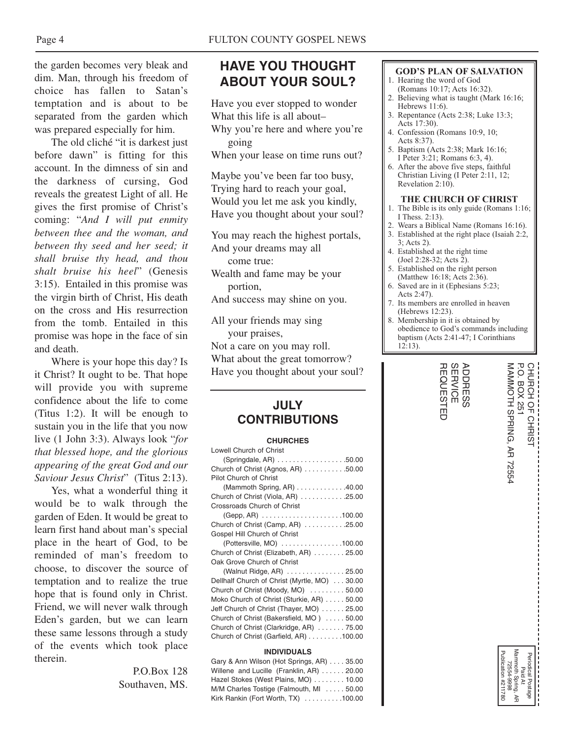the garden becomes very bleak and dim. Man, through his freedom of choice has fallen to Satan's temptation and is about to be separated from the garden which was prepared especially for him.

The old cliché "it is darkest just before dawn" is fitting for this account. In the dimness of sin and the darkness of cursing, God reveals the greatest Light of all. He gives the first promise of Christ's coming: "*And I will put enmity between thee and the woman, and between thy seed and her seed; it shall bruise thy head, and thou shalt bruise his heel*" (Genesis 3:15). Entailed in this promise was the virgin birth of Christ, His death on the cross and His resurrection from the tomb. Entailed in this promise was hope in the face of sin and death.

Where is your hope this day? Is it Christ? It ought to be. That hope will provide you with supreme confidence about the life to come (Titus 1:2). It will be enough to sustain you in the life that you now live (1 John 3:3). Always look "*for that blessed hope, and the glorious appearing of the great God and our Saviour Jesus Christ*" (Titus 2:13).

Yes, what a wonderful thing it would be to walk through the garden of Eden. It would be great to learn first hand about man's special place in the heart of God, to be reminded of man's freedom to choose, to discover the source of temptation and to realize the true hope that is found only in Christ. Friend, we will never walk through Eden's garden, but we can learn these same lessons through a study of the events which took place therein.

P.O.Box 128
Southaven, MS.

## HAVE YOU THOUGHT ABOUT YOUR SOUL?

Have you ever stopped to wonder
What this life is all about–
Why you're here and where you're going
When your lease on time runs out?

Maybe you've been far too busy,
Trying hard to reach your goal,
Would you let me ask you kindly,
Have you thought about your soul?

You may reach the highest portals,
And your dreams may all come true:
Wealth and fame may be your portion,
And success may shine on you.

All your friends may sing your praises,
Not a care on you may roll.
What about the great tomorrow?
Have you thought about your soul?

## JULY CONTRIBUTIONS

### CHURCHES

Lowell Church of Christ (Springdale, AR) .50.00
Church of Christ (Agnos, AR) .50.00
Pilot Church of Christ (Mammoth Spring, AR) .40.00
Church of Christ (Viola, AR) .25.00
Crossroads Church of Christ (Gepp, AR) .100.00
Church of Christ (Camp, AR) .25.00
Gospel Hill Church of Christ (Pottersville, MO) .100.00
Church of Christ (Elizabeth, AR) 25.00
Oak Grove Church of Christ (Walnut Ridge, AR) 25.00
Dellhalf Church of Christ (Myrtle, MO) 30.00
Church of Christ (Moody, MO) 50.00
Moko Church of Christ (Sturkie, AR) 50.00
Jeff Church of Christ (Thayer, MO) 25.00
Church of Christ (Bakersfield, MO ) 50.00
Church of Christ (Clarkridge, AR) 75.00
Church of Christ (Garfield, AR) .100.00

### INDIVIDUALS

Gary & Ann Wilson (Hot Springs, AR) 35.00
Willene and Lucille (Franklin, AR) 20.00
Hazel Stokes (West Plains, MO) 10.00
M/M Charles Tostige (Falmouth, MI 50.00
Kirk Rankin (Fort Worth, TX) .100.00

### GOD'S PLAN OF SALVATION

1. Hearing the word of God (Romans 10:17; Acts 16:32).
2. Believing what is taught (Mark 16:16; Hebrews 11:6).
3. Repentance (Acts 2:38; Luke 13:3; Acts 17:30).
4. Confession (Romans 10:9, 10; Acts 8:37).
5. Baptism (Acts 2:38; Mark 16:16; I Peter 3:21; Romans 6:3, 4).
6. After the above five steps, faithful Christian Living (I Peter 2:11, 12; Revelation 2:10).

### THE CHURCH OF CHRIST

1. The Bible is its only guide (Romans 1:16; I Thess. 2:13).
2. Wears a Biblical Name (Romans 16:16).
3. Established at the right place (Isaiah 2:2, 3; Acts 2).
4. Established at the right time (Joel 2:28-32; Acts 2).
5. Established on the right person (Matthew 16:18; Acts 2:36).
6. Saved are in it (Ephesians 5:23; Acts 2:47).
7. Its members are enrolled in heaven (Hebrews 12:23).
8. Membership in it is obtained by obedience to God's commands including baptism (Acts 2:41-47; I Corinthians 12:13).

CHURCH OF CHRIST
P.O. BOX 251
MAMMOTH SPRING, AR 72554

ADDRESS
SERVICE
REQUESTED

Periodical Postage
Paid At
Mammoth Spring, AR
72554-9998
Publication #211780